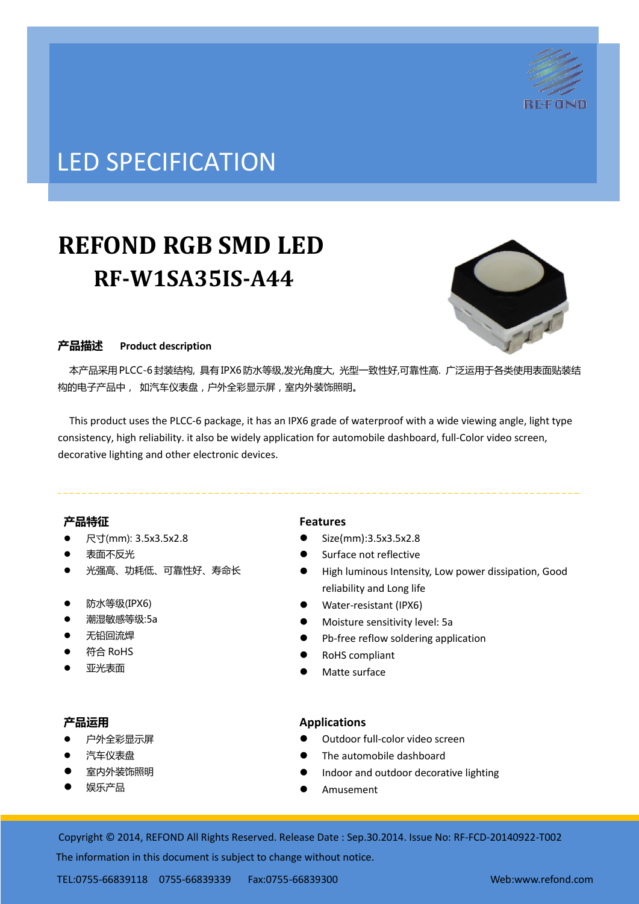# LED SPECIFICATION

# REFOND RGB SMD LED

# RF-W1SA35IS-A44

## 产品描述　Product description

本产品采用PLCC-6封装结构, 具有IPX6防水等级,发光角度大, 光型一致性好,可靠性高. 广泛运用于各类使用表面贴装结构的电子产品中， 如汽车仪表盘，户外全彩显示屏，室内外装饰照明。

This product uses the PLCC-6 package, it has an IPX6 grade of waterproof with a wide viewing angle, light type consistency, high reliability. it also be widely application for automobile dashboard, full-Color video screen, decorative lighting and other electronic devices.

## 产品特征

- 尺寸(mm): 3.5x3.5x2.8
- 表面不反光
- 光强高、功耗低、可靠性好、寿命长
- 防水等级(IPX6)
- 潮湿敏感等级:5a
- 无铅回流焊
- 符合 RoHS
- 亚光表面

## Features

- Size(mm):3.5x3.5x2.8
- Surface not reflective
- High luminous Intensity, Low power dissipation, Good reliability and Long life
- Water-resistant (IPX6)
- Moisture sensitivity level: 5a
- Pb-free reflow soldering application
- RoHS compliant
- Matte surface

## 产品运用

- 户外全彩显示屏
- 汽车仪表盘
- 室内外装饰照明
- 娱乐产品

## Applications

- Outdoor full-color video screen
- The automobile dashboard
- Indoor and outdoor decorative lighting
- Amusement

Copyright © 2014, REFOND All Rights Reserved. Release Date : Sep.30.2014. Issue No: RF-FCD-20140922-T002

The information in this document is subject to change without notice.

TEL:0755-66839118　0755-66839339　Fax:0755-66839300　Web:www.refond.com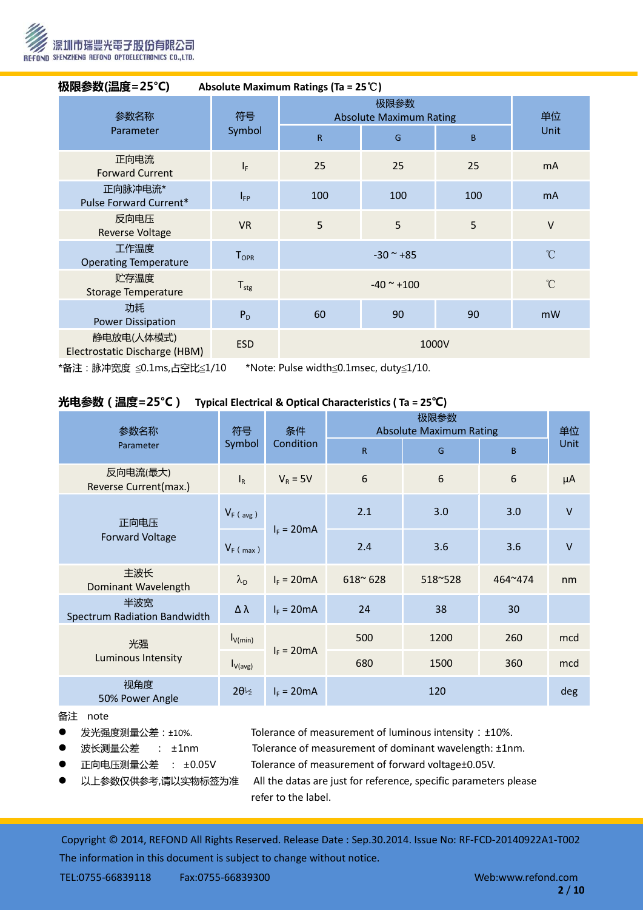## 极限参数(温度=25°C)　　Absolute Maximum Ratings (Ta = 25℃)

| 参数名称 Parameter | 符号 Symbol | 极限参数 Absolute Maximum Rating | | | 单位 Unit |
|---|---|---|---|---|---|
| | | R | G | B | |
| 正向电流 Forward Current | $I_F$ | 25 | 25 | 25 | mA |
| 正向脉冲电流* Pulse Forward Current* | $I_{FP}$ | 100 | 100 | 100 | mA |
| 反向电压 Reverse Voltage | VR | 5 | 5 | 5 | V |
| 工作温度 Operating Temperature | $T_{OPR}$ | -30 ~ +85 | | | ℃ |
| 贮存温度 Storage Temperature | $T_{stg}$ | -40 ~ +100 | | | ℃ |
| 功耗 Power Dissipation | $P_D$ | 60 | 90 | 90 | mW |
| 静电放电(人体模式) Electrostatic Discharge (HBM) | ESD | 1000V | | | |

*备注：脉冲宽度 ≦0.1ms,占空比≦1/10　　*Note: Pulse width≦0.1msec, duty≦1/10.

## 光电参数（温度=25°C）　Typical Electrical & Optical Characteristics ( Ta = 25℃)

| 参数名称 Parameter | 符号 Symbol | 条件 Condition | 极限参数 Absolute Maximum Rating | | | 单位 Unit |
|---|---|---|---|---|---|---|
| | | | R | G | B | |
| 反向电流(最大) Reverse Current(max.) | $I_R$ | $V_R$ = 5V | 6 | 6 | 6 | μA |
| 正向电压 Forward Voltage | $V_{F(avg)}$ | $I_F$ = 20mA | 2.1 | 3.0 | 3.0 | V |
| | $V_{F(max)}$ | | 2.4 | 3.6 | 3.6 | V |
| 主波长 Dominant Wavelength | $\lambda_D$ | $I_F$ = 20mA | 618~ 628 | 518~528 | 464~474 | nm |
| 半波宽 Spectrum Radiation Bandwidth | Δ λ | $I_F$ = 20mA | 24 | 38 | 30 | |
| 光强 Luminous Intensity | $I_{V(min)}$ | $I_F$ = 20mA | 500 | 1200 | 260 | mcd |
| | $I_{V(avg)}$ | | 680 | 1500 | 360 | mcd |
| 视角度 50% Power Angle | $2\theta_{1/2}$ | $I_F$ = 20mA | 120 | | | deg |

备注　note

- 发光强度测量公差：±10%.　　Tolerance of measurement of luminous intensity：±10%.
- 波长测量公差　：±1nm　　Tolerance of measurement of dominant wavelength: ±1nm.
- 正向电压测量公差　：±0.05V　　Tolerance of measurement of forward voltage±0.05V.
- 以上参数仅供参考,请以实物标签为准　　All the datas are just for reference, specific parameters please refer to the label.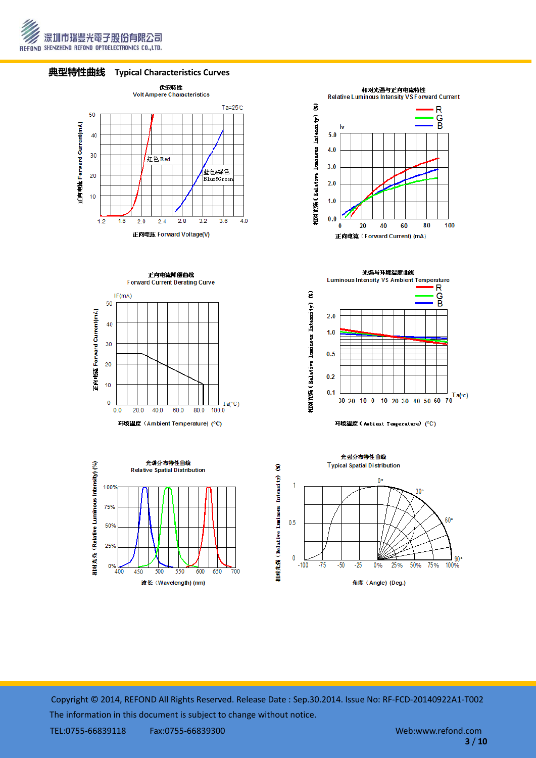## 典型特性曲线 Typical Characteristics Curves

伏安特性
Volt Ampere Characteristics

Ta=25℃

正向电流 Forward Current(mA)

红色 Red

蓝色&绿色 Blue&Green

正向电压 Forward Voltage(V)

相对光强与正向电流特性
Relative Luminous Intensity VS Forward Current

相对光强 ( Relative Luminous Intensity) (%)

Iv

R
G
B

正向电流 ( Forward Current) (mA)

正向电流降额曲线
Forward Current Derating Curve

IF(mA)

正向电流 Forward Current(mA)

Ta(℃)

环境温度 (Ambient Temperature) (℃)

光强与环境温度曲线
Luminous Intensity VS Ambient Temperature

R
G
B

相对光强 ( Relative Luminous Intensity) (%)

Ta(℃)

环境温度 ( Ambient Temperature) (℃)

光谱分布特性曲线
Relative Spatial Distribution

相对光强 (Relative Luminous Intensity) (%)

波长 (Wavelength) (nm)

光强分布特性曲线
Typical Spatial Distribution

相对光强 ( Relative Luminous Intensity) (%)

角度 (Angle) (Deg.)

Copyright © 2014, REFOND All Rights Reserved. Release Date : Sep.30.2014. Issue No: RF-FCD-20140922A1-T002

The information in this document is subject to change without notice.

TEL:0755-66839118 Fax:0755-66839300 Web:www.refond.com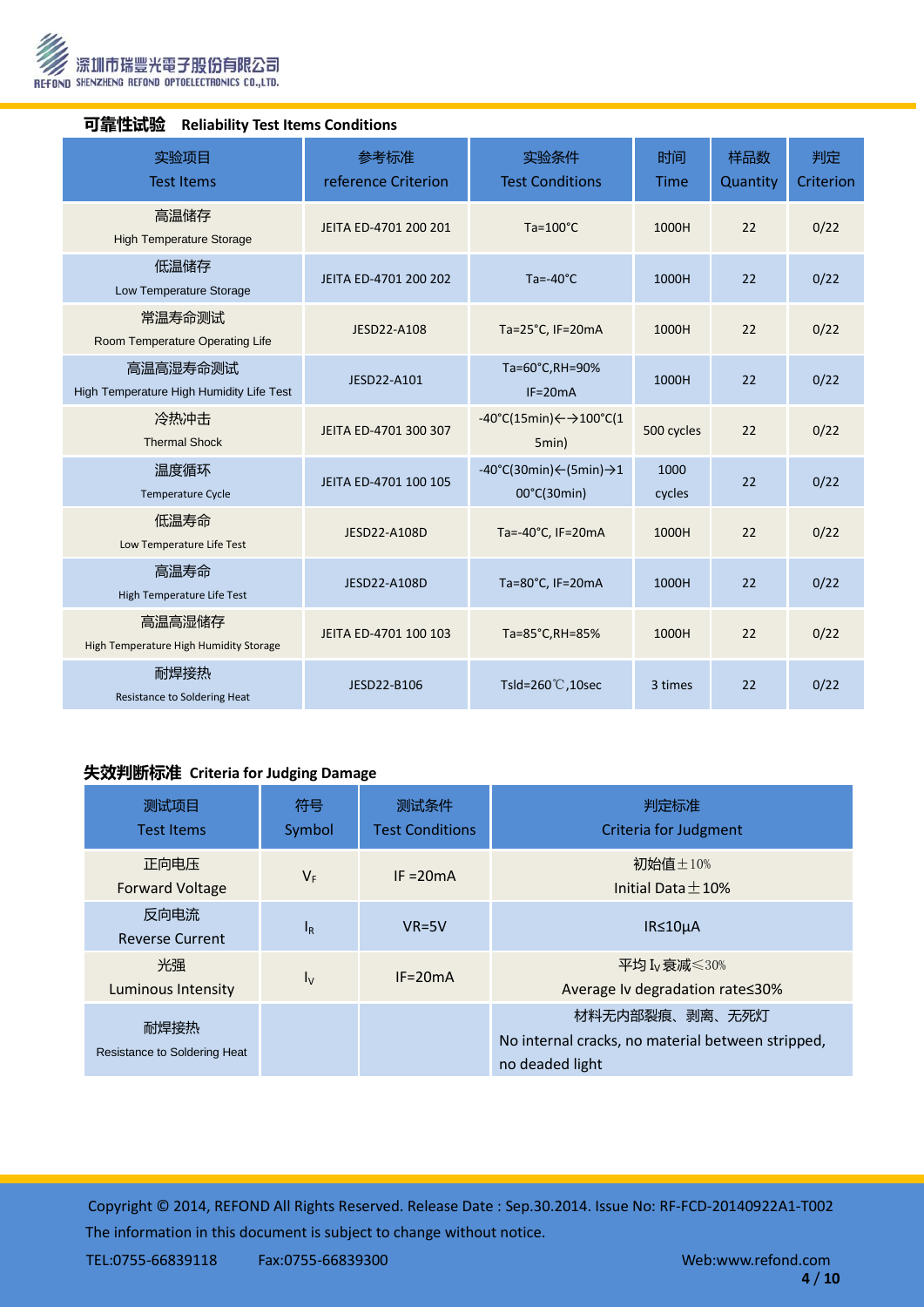## 可靠性试验 Reliability Test Items Conditions

| 实验项目 Test Items | 参考标准 reference Criterion | 实验条件 Test Conditions | 时间 Time | 样品数 Quantity | 判定 Criterion |
|---|---|---|---|---|---|
| 高温储存 High Temperature Storage | JEITA ED-4701 200 201 | Ta=100°C | 1000H | 22 | 0/22 |
| 低温储存 Low Temperature Storage | JEITA ED-4701 200 202 | Ta=-40°C | 1000H | 22 | 0/22 |
| 常温寿命测试 Room Temperature Operating Life | JESD22-A108 | Ta=25°C, IF=20mA | 1000H | 22 | 0/22 |
| 高温高湿寿命测试 High Temperature High Humidity Life Test | JESD22-A101 | Ta=60°C,RH=90% IF=20mA | 1000H | 22 | 0/22 |
| 冷热冲击 Thermal Shock | JEITA ED-4701 300 307 | -40°C(15min)←→100°C(15min) | 500 cycles | 22 | 0/22 |
| 温度循环 Temperature Cycle | JEITA ED-4701 100 105 | -40°C(30min)←(5min)→100°C(30min) | 1000 cycles | 22 | 0/22 |
| 低温寿命 Low Temperature Life Test | JESD22-A108D | Ta=-40°C, IF=20mA | 1000H | 22 | 0/22 |
| 高温寿命 High Temperature Life Test | JESD22-A108D | Ta=80°C, IF=20mA | 1000H | 22 | 0/22 |
| 高温高湿储存 High Temperature High Humidity Storage | JEITA ED-4701 100 103 | Ta=85°C,RH=85% | 1000H | 22 | 0/22 |
| 耐焊接热 Resistance to Soldering Heat | JESD22-B106 | Tsld=260℃,10sec | 3 times | 22 | 0/22 |

## 失效判断标准 Criteria for Judging Damage

| 测试项目 Test Items | 符号 Symbol | 测试条件 Test Conditions | 判定标准 Criteria for Judgment |
|---|---|---|---|
| 正向电压 Forward Voltage | $V_F$ | IF =20mA | 初始值±10% Initial Data±10% |
| 反向电流 Reverse Current | $I_R$ | VR=5V | IR≤10μA |
| 光强 Luminous Intensity | $I_V$ | IF=20mA | 平均 $I_V$ 衰减≤30% Average Iv degradation rate≤30% |
| 耐焊接热 Resistance to Soldering Heat | | | 材料无内部裂痕、剥离、无死灯 No internal cracks, no material between stripped, no deaded light |

Copyright © 2014, REFOND All Rights Reserved. Release Date : Sep.30.2014. Issue No: RF-FCD-20140922A1-T002
The information in this document is subject to change without notice.
TEL:0755-66839118 Fax:0755-66839300 Web:www.refond.com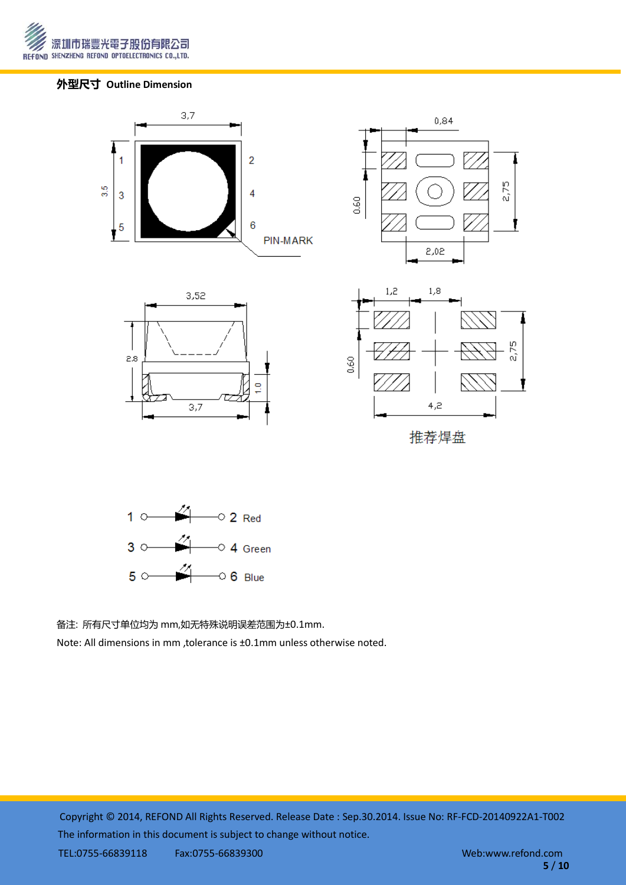## 外型尺寸 Outline Dimension

推荐焊盘

备注: 所有尺寸单位均为 mm,如无特殊说明误差范围为±0.1mm.

Note: All dimensions in mm ,tolerance is ±0.1mm unless otherwise noted.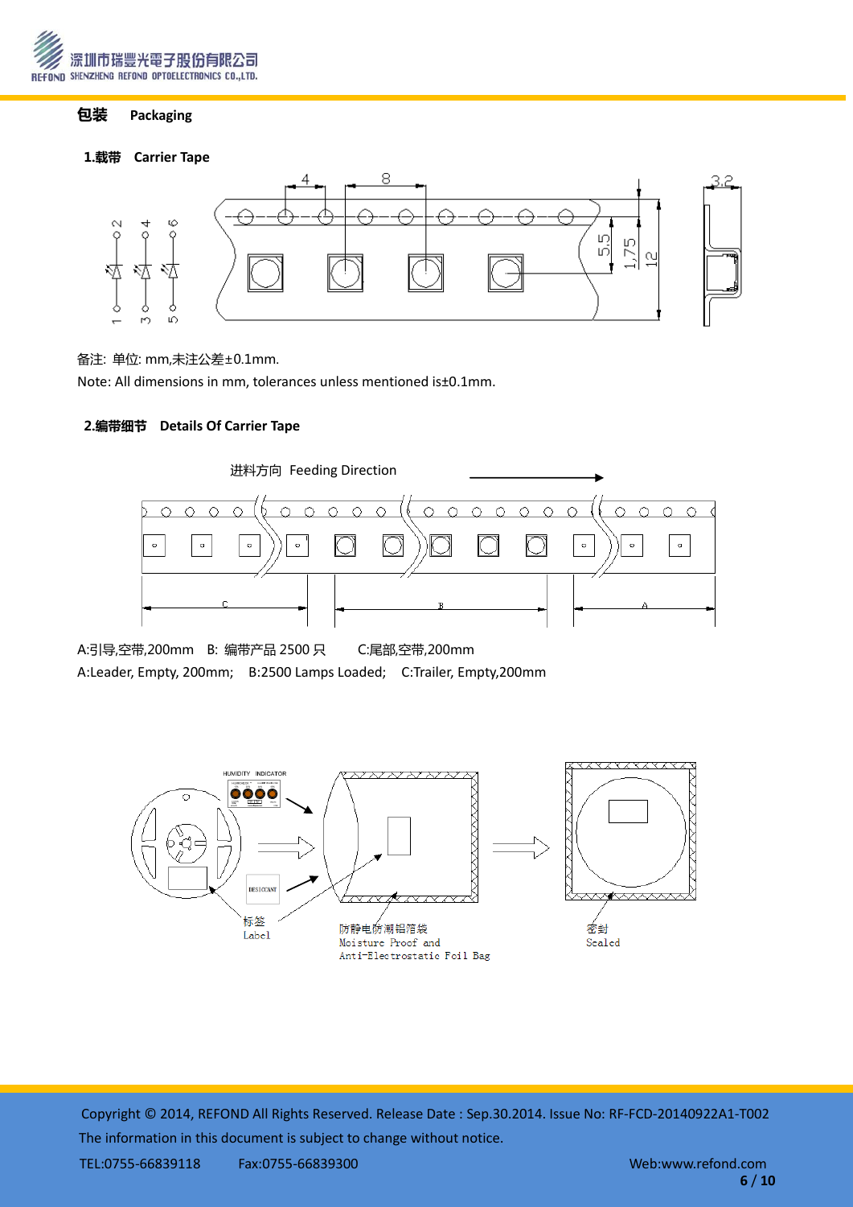# 包装　Packaging

## 1.载带　Carrier Tape

备注: 单位: mm,未注公差±0.1mm.

Note: All dimensions in mm, tolerances unless mentioned is±0.1mm.

## 2.编带细节　Details Of Carrier Tape

进料方向　Feeding Direction

A:引导,空带,200mm　B: 编带产品 2500 只　C:尾部,空带,200mm

A:Leader, Empty, 200mm;　B:2500 Lamps Loaded;　C:Trailer, Empty,200mm

标签 Label

防静电防潮铝箔袋 Moisture Proof and Anti-Electrostatic Foil Bag

密封 Sealed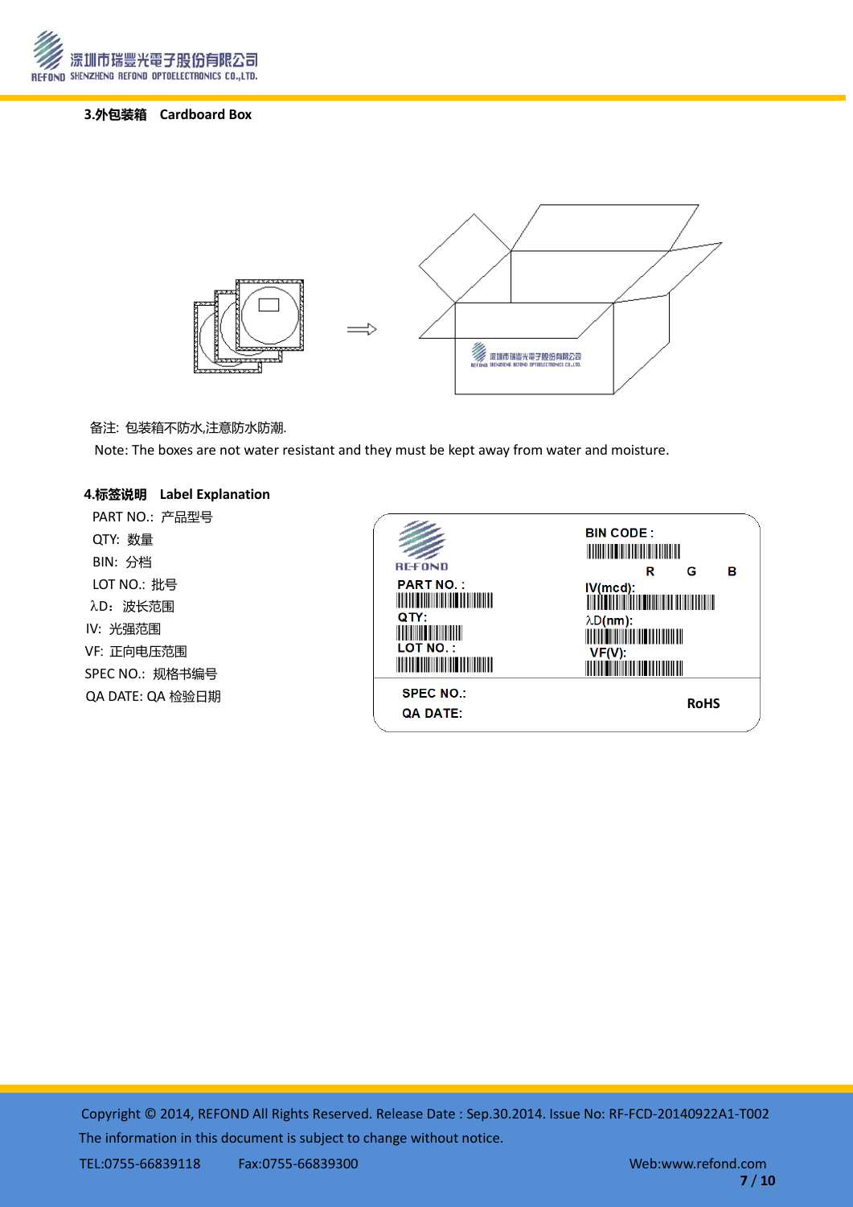### 3.外包装箱　Cardboard Box

备注: 包装箱不防水,注意防水防潮.

Note: The boxes are not water resistant and they must be kept away from water and moisture.

### 4.标签说明　Label Explanation

PART NO.: 产品型号

QTY: 数量

BIN: 分档

LOT NO.: 批号

λD: 波长范围

IV: 光强范围

VF: 正向电压范围

SPEC NO.: 规格书编号

QA DATE: QA 检验日期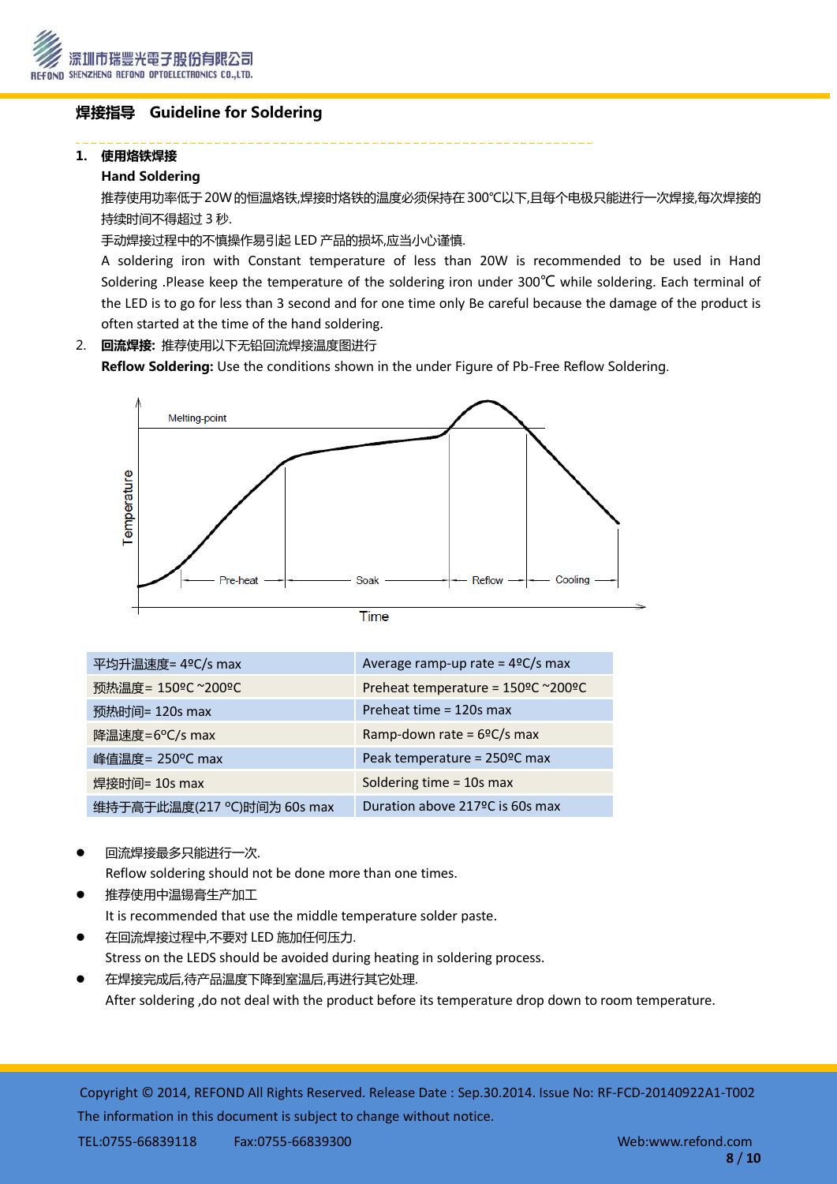## 焊接指导 Guideline for Soldering

1. **使用烙铁焊接**

   **Hand Soldering**

   推荐使用功率低于20W的恒温烙铁,焊接时烙铁的温度必须保持在300°C以下,且每个电极只能进行一次焊接,每次焊接的持续时间不得超过3秒.

   手动焊接过程中的不慎操作易引起LED产品的损坏,应当小心谨慎.

   A soldering iron with Constant temperature of less than 20W is recommended to be used in Hand Soldering .Please keep the temperature of the soldering iron under 300℃ while soldering. Each terminal of the LED is to go for less than 3 second and for one time only Be careful because the damage of the product is often started at the time of the hand soldering.

2. **回流焊接:** 推荐使用以下无铅回流焊接温度图进行

   **Reflow Soldering:** Use the conditions shown in the under Figure of Pb-Free Reflow Soldering.

Melting-point

Temperature

Pre-heat — Soak — Reflow — Cooling

Time

| 平均升温速度= 4ºC/s max | Average ramp-up rate = 4ºC/s max |
|---|---|
| 预热温度= 150ºC ~200ºC | Preheat temperature = 150ºC ~200ºC |
| 预热时间= 120s max | Preheat time = 120s max |
| 降温速度=6ºC/s max | Ramp-down rate = 6ºC/s max |
| 峰值温度= 250ºC max | Peak temperature = 250ºC max |
| 焊接时间= 10s max | Soldering time = 10s max |
| 维持于高于此温度(217 ºC)时间为 60s max | Duration above 217ºC is 60s max |

- 回流焊接最多只能进行一次.
  Reflow soldering should not be done more than one times.
- 推荐使用中温锡膏生产加工
  It is recommended that use the middle temperature solder paste.
- 在回流焊接过程中,不要对LED施加任何压力.
  Stress on the LEDS should be avoided during heating in soldering process.
- 在焊接完成后,待产品温度下降到室温后,再进行其它处理.
  After soldering ,do not deal with the product before its temperature drop down to room temperature.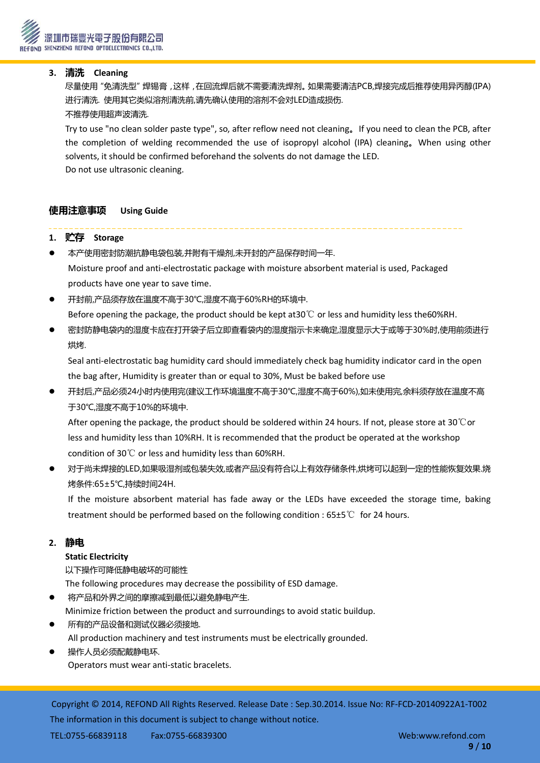### 3. 清洗 Cleaning

尽量使用 "免清洗型" 焊锡膏，这样，在回流焊后就不需要清洗焊剂。如果需要清洁PCB,焊接完成后推荐使用异丙醇(IPA)进行清洗. 使用其它类似溶剂清洗前,请先确认使用的溶剂不会对LED造成损伤.

不推荐使用超声波清洗.

Try to use "no clean solder paste type", so, after reflow need not cleaning。If you need to clean the PCB, after the completion of welding recommended the use of isopropyl alcohol (IPA) cleaning。When using other solvents, it should be confirmed beforehand the solvents do not damage the LED.

Do not use ultrasonic cleaning.

## 使用注意事项 Using Guide

### 1. 贮存 Storage

- 本产使用密封防潮抗静电袋包装,并附有干燥剂,未开封的产品保存时间一年.
  Moisture proof and anti-electrostatic package with moisture absorbent material is used, Packaged products have one year to save time.
- 开封前,产品须存放在温度不高于30℃,湿度不高于60%RH的环境中.
  Before opening the package, the product should be kept at30℃ or less and humidity less the60%RH.
- 密封防静电袋内的湿度卡应在打开袋子后立即查看袋内的湿度指示卡来确定,湿度显示大于或等于30%时,使用前须进行烘烤.
  Seal anti-electrostatic bag humidity card should immediately check bag humidity indicator card in the open the bag after, Humidity is greater than or equal to 30%, Must be baked before use
- 开封后,产品必须24小时内使用完(建议工作环境温度不高于30℃,湿度不高于60%),如未使用完,余料须存放在温度不高于30℃,湿度不高于10%的环境中.
  After opening the package, the product should be soldered within 24 hours. If not, please store at 30℃or less and humidity less than 10%RH. It is recommended that the product be operated at the workshop condition of 30℃ or less and humidity less than 60%RH.
- 对于尚未焊接的LED,如果吸湿剂或包装失效,或者产品没有符合以上有效存储条件,烘烤可以起到一定的性能恢复效果.烧烤条件:65±5℃,持续时间24H.
  If the moisture absorbent material has fade away or the LEDs have exceeded the storage time, baking treatment should be performed based on the following condition : 65±5℃ for 24 hours.

### 2. 静电

**Static Electricity**

以下操作可降低静电破坏的可能性

The following procedures may decrease the possibility of ESD damage.

- 将产品和外界之间的摩擦减到最低以避免静电产生.
  Minimize friction between the product and surroundings to avoid static buildup.
- 所有的产品设备和测试仪器必须接地.
  All production machinery and test instruments must be electrically grounded.
- 操作人员必须配戴静电环.
  Operators must wear anti-static bracelets.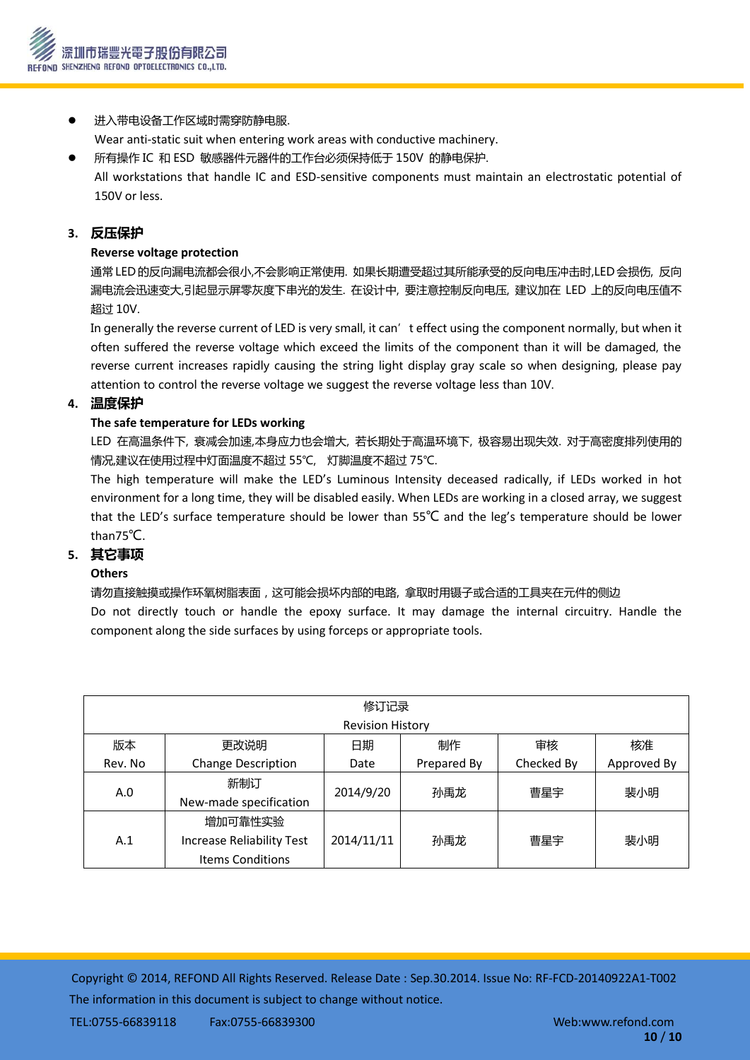- 进入带电设备工作区域时需穿防静电服.
  Wear anti-static suit when entering work areas with conductive machinery.
- 所有操作 IC 和 ESD 敏感器件元器件的工作台必须保持低于 150V 的静电保护.
  All workstations that handle IC and ESD-sensitive components must maintain an electrostatic potential of 150V or less.

## 3. 反压保护

**Reverse voltage protection**

通常 LED 的反向漏电流都会很小,不会影响正常使用. 如果长期遭受超过其所能承受的反向电压冲击时,LED 会损伤, 反向漏电流会迅速变大,引起显示屏零灰度下串光的发生. 在设计中, 要注意控制反向电压, 建议加在 LED 上的反向电压值不超过 10V.

In generally the reverse current of LED is very small, it can' t effect using the component normally, but when it often suffered the reverse voltage which exceed the limits of the component than it will be damaged, the reverse current increases rapidly causing the string light display gray scale so when designing, please pay attention to control the reverse voltage we suggest the reverse voltage less than 10V.

## 4. 温度保护

**The safe temperature for LEDs working**

LED 在高温条件下, 衰减会加速,本身应力也会增大, 若长期处于高温环境下, 极容易出现失效. 对于高密度排列使用的情况,建议在使用过程中灯面温度不超过 55℃, 灯脚温度不超过 75℃.

The high temperature will make the LED's Luminous Intensity deceased radically, if LEDs worked in hot environment for a long time, they will be disabled easily. When LEDs are working in a closed array, we suggest that the LED's surface temperature should be lower than 55℃ and the leg's temperature should be lower than75℃.

## 5. 其它事项

**Others**

请勿直接触摸或操作环氧树脂表面，这可能会损坏内部的电路, 拿取时用镊子或合适的工具夹在元件的侧边

Do not directly touch or handle the epoxy surface. It may damage the internal circuitry. Handle the component along the side surfaces by using forceps or appropriate tools.

| 修订记录 Revision History | | | | | |
|---|---|---|---|---|---|
| 版本 Rev. No | 更改说明 Change Description | 日期 Date | 制作 Prepared By | 审核 Checked By | 核准 Approved By |
| A.0 | 新制订 New-made specification | 2014/9/20 | 孙禹龙 | 曹星宇 | 裴小明 |
| A.1 | 增加可靠性实验 Increase Reliability Test Items Conditions | 2014/11/11 | 孙禹龙 | 曹星宇 | 裴小明 |